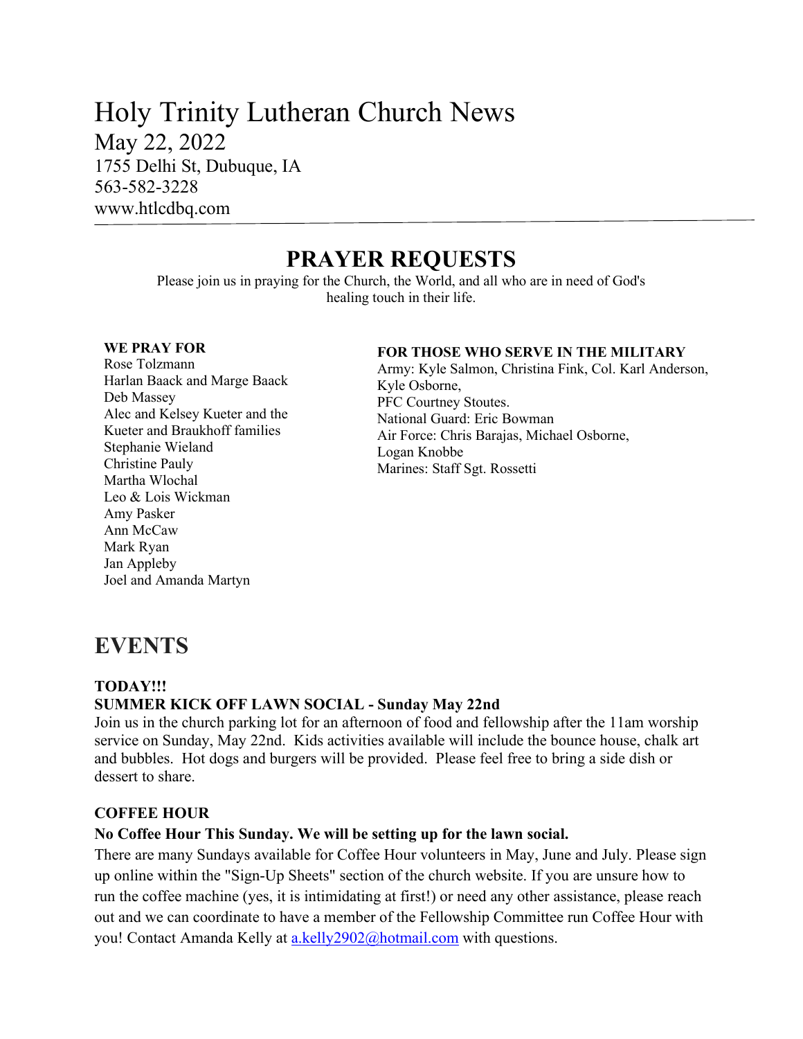# Holy Trinity Lutheran Church News

May 22, 2022
1755 Delhi St, Dubuque, IA
563-582-3228
www.htlcdbq.com

---

## PRAYER REQUESTS

Please join us in praying for the Church, the World, and all who are in need of God's healing touch in their life.

**WE PRAY FOR**

Rose Tolzmann
Harlan Baack and Marge Baack
Deb Massey
Alec and Kelsey Kueter and the Kueter and Braukhoff families
Stephanie Wieland
Christine Pauly
Martha Wlochal
Leo & Lois Wickman
Amy Pasker
Ann McCaw
Mark Ryan
Jan Appleby
Joel and Amanda Martyn

**FOR THOSE WHO SERVE IN THE MILITARY**

Army: Kyle Salmon, Christina Fink, Col. Karl Anderson, Kyle Osborne,
PFC Courtney Stoutes.
National Guard: Eric Bowman
Air Force: Chris Barajas, Michael Osborne, Logan Knobbe
Marines: Staff Sgt. Rossetti

## EVENTS

**TODAY!!!**

**SUMMER KICK OFF LAWN SOCIAL - Sunday May 22nd**

Join us in the church parking lot for an afternoon of food and fellowship after the 11am worship service on Sunday, May 22nd. Kids activities available will include the bounce house, chalk art and bubbles. Hot dogs and burgers will be provided. Please feel free to bring a side dish or dessert to share.

**COFFEE HOUR**

**No Coffee Hour This Sunday. We will be setting up for the lawn social.**

There are many Sundays available for Coffee Hour volunteers in May, June and July. Please sign up online within the "Sign-Up Sheets" section of the church website. If you are unsure how to run the coffee machine (yes, it is intimidating at first!) or need any other assistance, please reach out and we can coordinate to have a member of the Fellowship Committee run Coffee Hour with you! Contact Amanda Kelly at a.kelly2902@hotmail.com with questions.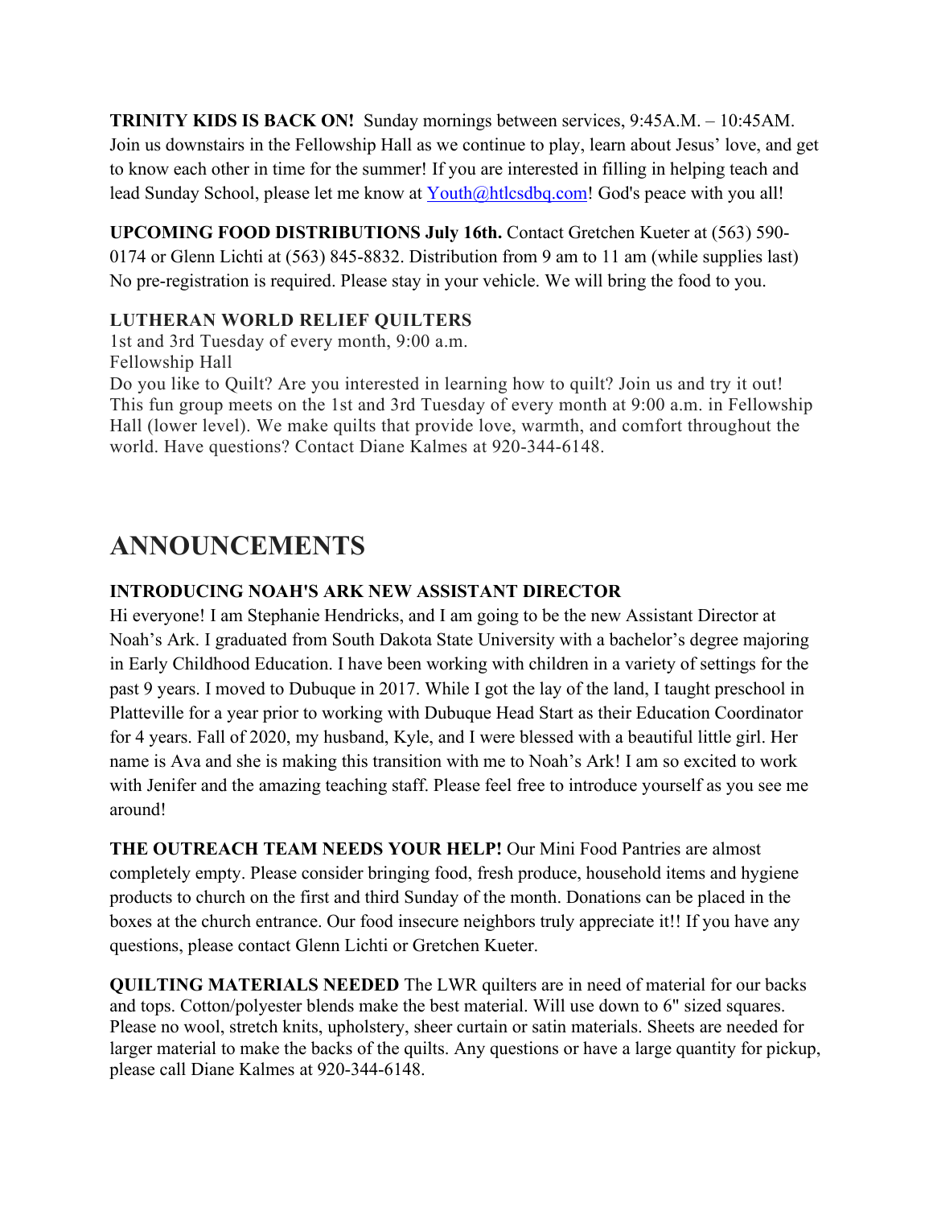**TRINITY KIDS IS BACK ON!** Sunday mornings between services, 9:45A.M. – 10:45AM. Join us downstairs in the Fellowship Hall as we continue to play, learn about Jesus' love, and get to know each other in time for the summer! If you are interested in filling in helping teach and lead Sunday School, please let me know at Youth@htlcsdbq.com! God's peace with you all!

**UPCOMING FOOD DISTRIBUTIONS July 16th.** Contact Gretchen Kueter at (563) 590-0174 or Glenn Lichti at (563) 845-8832. Distribution from 9 am to 11 am (while supplies last) No pre-registration is required. Please stay in your vehicle. We will bring the food to you.

**LUTHERAN WORLD RELIEF QUILTERS**
1st and 3rd Tuesday of every month, 9:00 a.m.
Fellowship Hall
Do you like to Quilt? Are you interested in learning how to quilt? Join us and try it out! This fun group meets on the 1st and 3rd Tuesday of every month at 9:00 a.m. in Fellowship Hall (lower level). We make quilts that provide love, warmth, and comfort throughout the world. Have questions? Contact Diane Kalmes at 920-344-6148.

# ANNOUNCEMENTS

**INTRODUCING NOAH'S ARK NEW ASSISTANT DIRECTOR**
Hi everyone! I am Stephanie Hendricks, and I am going to be the new Assistant Director at Noah's Ark. I graduated from South Dakota State University with a bachelor's degree majoring in Early Childhood Education. I have been working with children in a variety of settings for the past 9 years. I moved to Dubuque in 2017. While I got the lay of the land, I taught preschool in Platteville for a year prior to working with Dubuque Head Start as their Education Coordinator for 4 years. Fall of 2020, my husband, Kyle, and I were blessed with a beautiful little girl. Her name is Ava and she is making this transition with me to Noah's Ark! I am so excited to work with Jenifer and the amazing teaching staff. Please feel free to introduce yourself as you see me around!

**THE OUTREACH TEAM NEEDS YOUR HELP!** Our Mini Food Pantries are almost completely empty. Please consider bringing food, fresh produce, household items and hygiene products to church on the first and third Sunday of the month. Donations can be placed in the boxes at the church entrance. Our food insecure neighbors truly appreciate it!! If you have any questions, please contact Glenn Lichti or Gretchen Kueter.

**QUILTING MATERIALS NEEDED** The LWR quilters are in need of material for our backs and tops. Cotton/polyester blends make the best material. Will use down to 6" sized squares. Please no wool, stretch knits, upholstery, sheer curtain or satin materials. Sheets are needed for larger material to make the backs of the quilts. Any questions or have a large quantity for pickup, please call Diane Kalmes at 920-344-6148.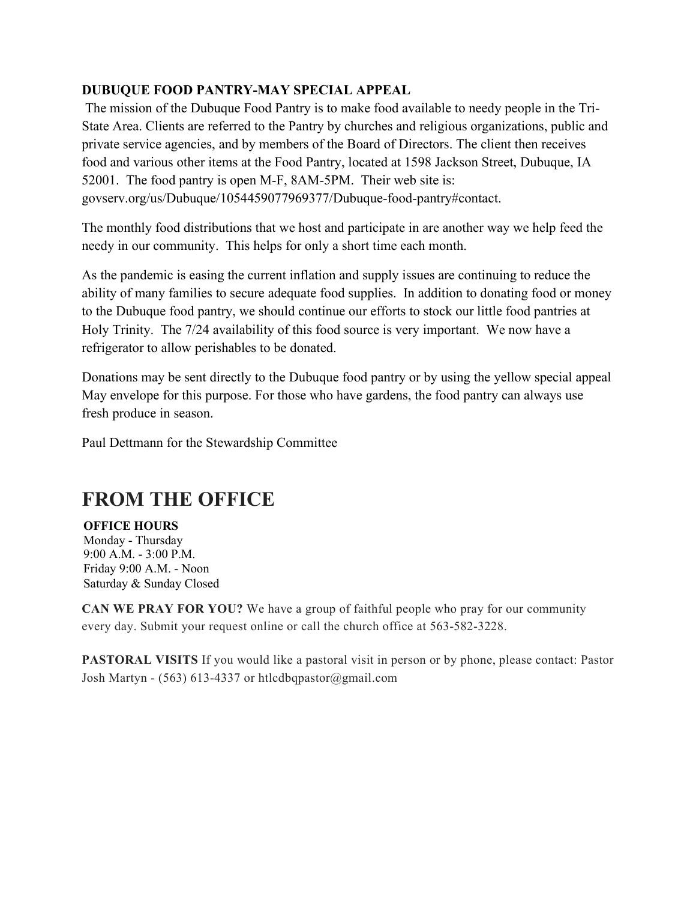**DUBUQUE FOOD PANTRY-MAY SPECIAL APPEAL**

The mission of the Dubuque Food Pantry is to make food available to needy people in the Tri-State Area. Clients are referred to the Pantry by churches and religious organizations, public and private service agencies, and by members of the Board of Directors. The client then receives food and various other items at the Food Pantry, located at 1598 Jackson Street, Dubuque, IA 52001. The food pantry is open M-F, 8AM-5PM. Their web site is: govserv.org/us/Dubuque/1054459077969377/Dubuque-food-pantry#contact.

The monthly food distributions that we host and participate in are another way we help feed the needy in our community. This helps for only a short time each month.

As the pandemic is easing the current inflation and supply issues are continuing to reduce the ability of many families to secure adequate food supplies. In addition to donating food or money to the Dubuque food pantry, we should continue our efforts to stock our little food pantries at Holy Trinity. The 7/24 availability of this food source is very important. We now have a refrigerator to allow perishables to be donated.

Donations may be sent directly to the Dubuque food pantry or by using the yellow special appeal May envelope for this purpose. For those who have gardens, the food pantry can always use fresh produce in season.

Paul Dettmann for the Stewardship Committee

# FROM THE OFFICE

**OFFICE HOURS**
Monday - Thursday
9:00 A.M. - 3:00 P.M.
Friday 9:00 A.M. - Noon
Saturday & Sunday Closed

**CAN WE PRAY FOR YOU?** We have a group of faithful people who pray for our community every day. Submit your request online or call the church office at 563-582-3228.

**PASTORAL VISITS** If you would like a pastoral visit in person or by phone, please contact: Pastor Josh Martyn - (563) 613-4337 or htlcdbqpastor@gmail.com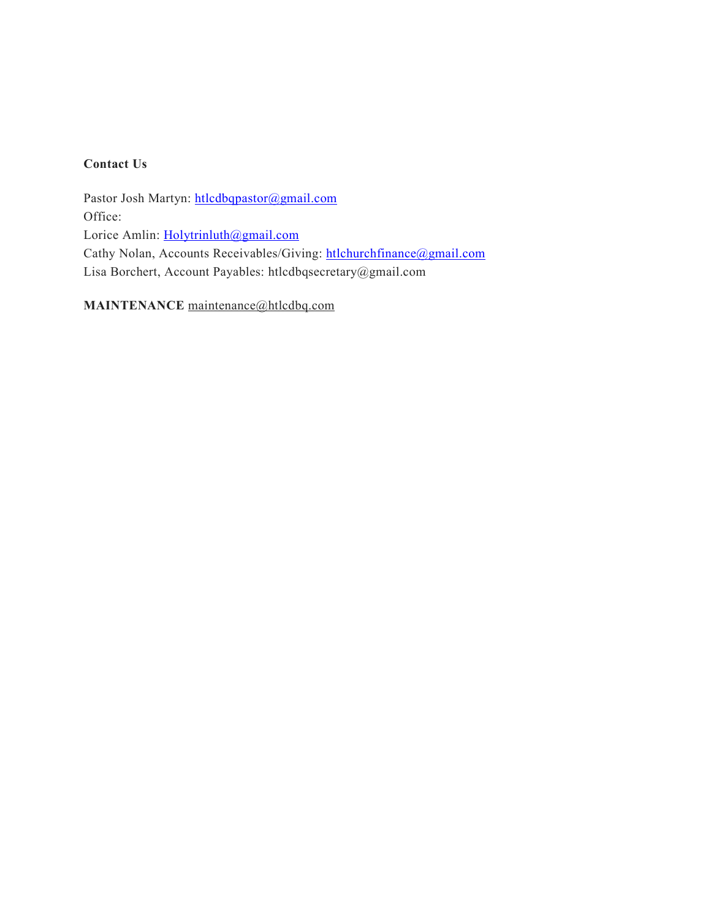**Contact Us**

Pastor Josh Martyn: htlcdbqpastor@gmail.com  
Office:  
Lorice Amlin: Holytrinluth@gmail.com  
Cathy Nolan, Accounts Receivables/Giving: htlchurchfinance@gmail.com  
Lisa Borchert, Account Payables: htlcdbqsecretary@gmail.com

**MAINTENANCE** maintenance@htlcdbq.com